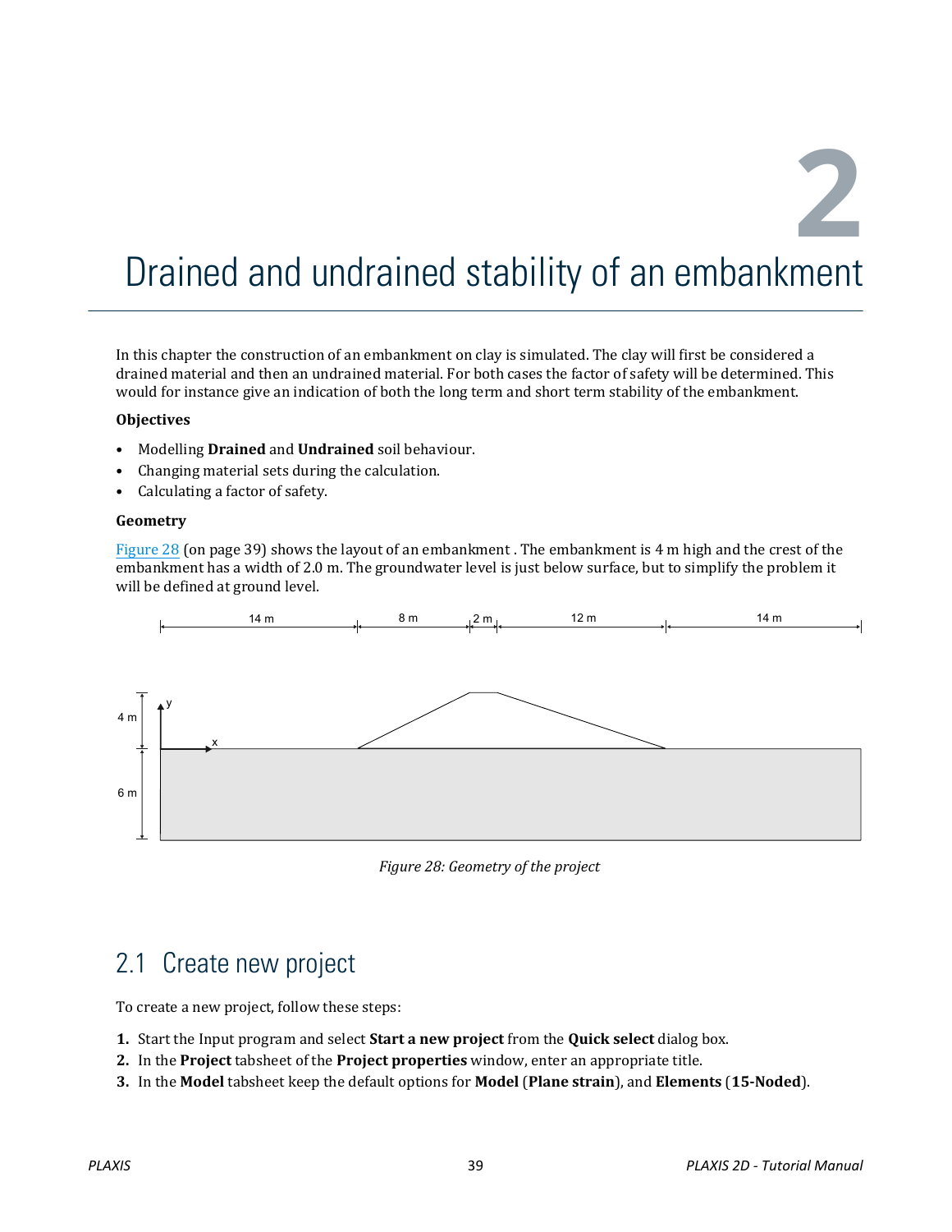# 2 Drained and undrained stability of an embankment

In this chapter the construction of an embankment on clay is simulated. The clay will first be considered a drained material and then an undrained material. For both cases the factor of safety will be determined. This would for instance give an indication of both the long term and short term stability of the embankment.

**Objectives**

- Modelling **Drained** and **Undrained** soil behaviour.
- Changing material sets during the calculation.
- Calculating a factor of safety.

**Geometry**

Figure 28 (on page 39) shows the layout of an embankment . The embankment is 4 m high and the crest of the embankment has a width of 2.0 m. The groundwater level is just below surface, but to simplify the problem it will be defined at ground level.

*Figure 28: Geometry of the project*

## 2.1 Create new project

To create a new project, follow these steps:

1. Start the Input program and select **Start a new project** from the **Quick select** dialog box.
2. In the **Project** tabsheet of the **Project properties** window, enter an appropriate title.
3. In the **Model** tabsheet keep the default options for **Model** (**Plane strain**), and **Elements** (**15-Noded**).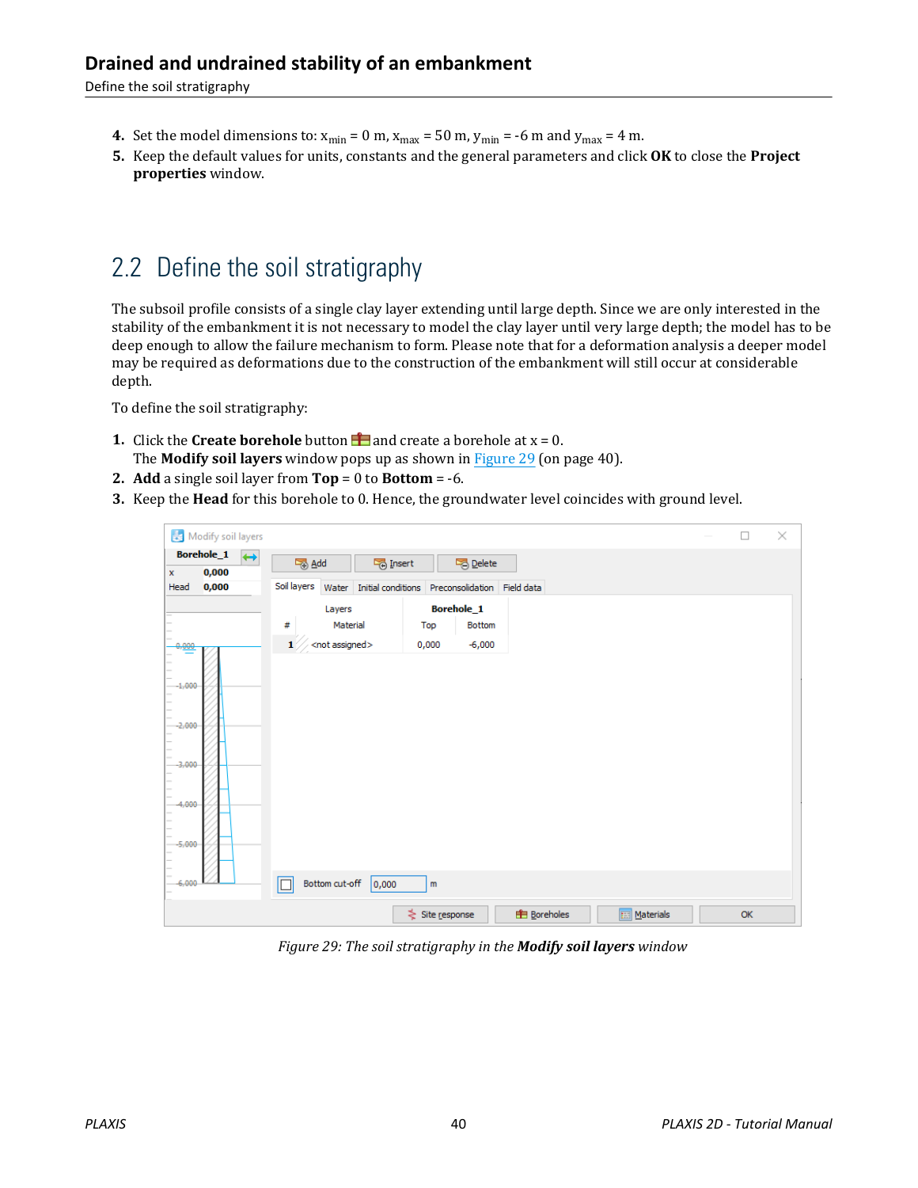4. Set the model dimensions to: $x_{min}$ = 0 m, $x_{max}$ = 50 m, $y_{min}$ = -6 m and $y_{max}$ = 4 m.
5. Keep the default values for units, constants and the general parameters and click **OK** to close the **Project properties** window.

## 2.2 Define the soil stratigraphy

The subsoil profile consists of a single clay layer extending until large depth. Since we are only interested in the stability of the embankment it is not necessary to model the clay layer until very large depth; the model has to be deep enough to allow the failure mechanism to form. Please note that for a deformation analysis a deeper model may be required as deformations due to the construction of the embankment will still occur at considerable depth.

To define the soil stratigraphy:

1. Click the **Create borehole** button and create a borehole at x = 0.
   The **Modify soil layers** window pops up as shown in Figure 29 (on page 40).
2. **Add** a single soil layer from **Top** = 0 to **Bottom** = -6.
3. Keep the **Head** for this borehole to 0. Hence, the groundwater level coincides with ground level.

*Figure 29: The soil stratigraphy in the **Modify soil layers** window*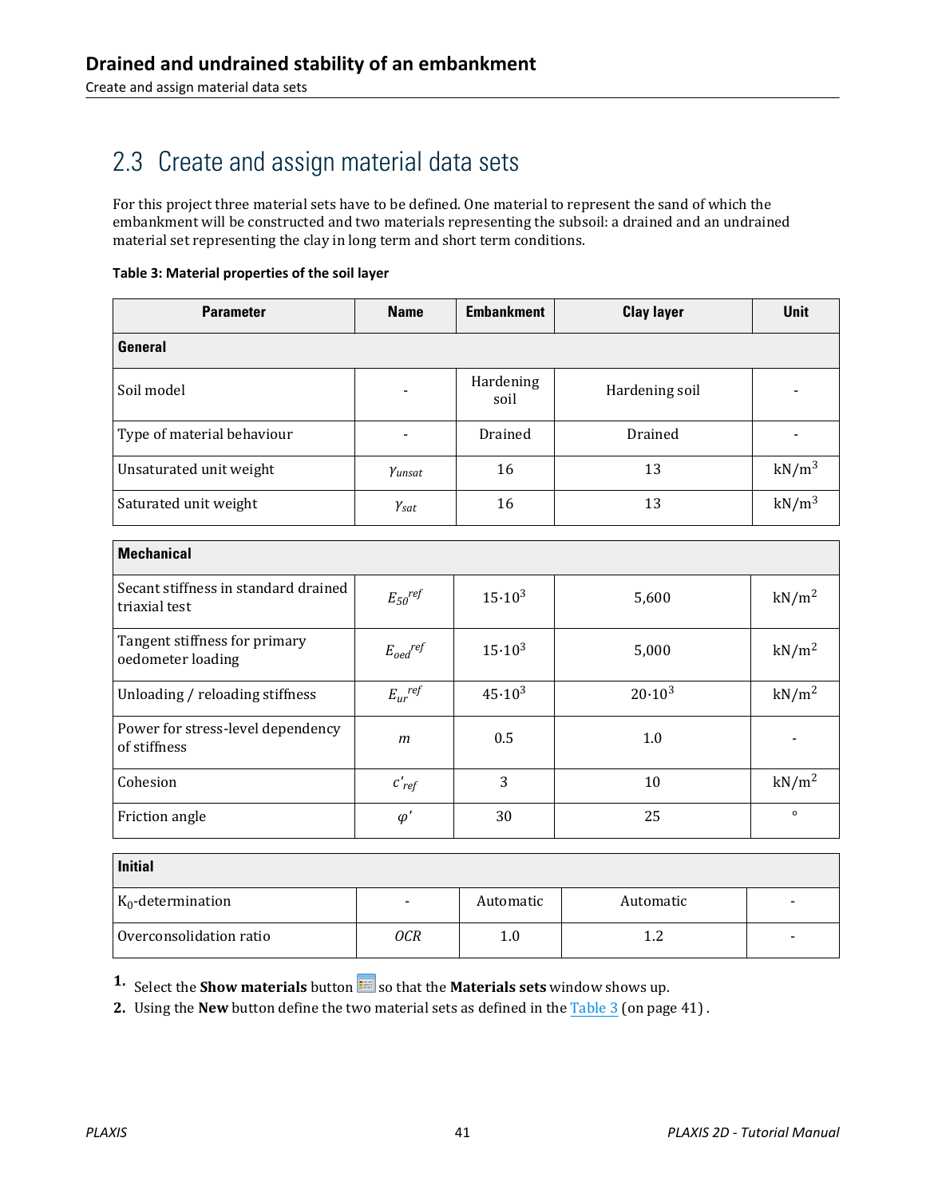## 2.3 Create and assign material data sets

For this project three material sets have to be defined. One material to represent the sand of which the embankment will be constructed and two materials representing the subsoil: a drained and an undrained material set representing the clay in long term and short term conditions.

**Table 3: Material properties of the soil layer**

| Parameter | Name | Embankment | Clay layer | Unit |
|---|---|---|---|---|
| **General** | | | | |
| Soil model | - | Hardening soil | Hardening soil | - |
| Type of material behaviour | - | Drained | Drained | - |
| Unsaturated unit weight | $\gamma_{unsat}$ | 16 | 13 | kN/m$^3$ |
| Saturated unit weight | $\gamma_{sat}$ | 16 | 13 | kN/m$^3$ |
| **Mechanical** | | | | |
| Secant stiffness in standard drained triaxial test | $E_{50}{}^{ref}$ | $15 \cdot 10^3$ | 5,600 | kN/m$^2$ |
| Tangent stiffness for primary oedometer loading | $E_{oed}{}^{ref}$ | $15 \cdot 10^3$ | 5,000 | kN/m$^2$ |
| Unloading / reloading stiffness | $E_{ur}{}^{ref}$ | $45 \cdot 10^3$ | $20 \cdot 10^3$ | kN/m$^2$ |
| Power for stress-level dependency of stiffness | $m$ | 0.5 | 1.0 | - |
| Cohesion | $c'_{ref}$ | 3 | 10 | kN/m$^2$ |
| Friction angle | $\varphi'$ | 30 | 25 | ° |
| **Initial** | | | | |
| $K_0$-determination | - | Automatic | Automatic | - |
| Overconsolidation ratio | *OCR* | 1.0 | 1.2 | - |

1. Select the **Show materials** button so that the **Materials sets** window shows up.
2. Using the **New** button define the two material sets as defined in the Table 3 (on page 41) .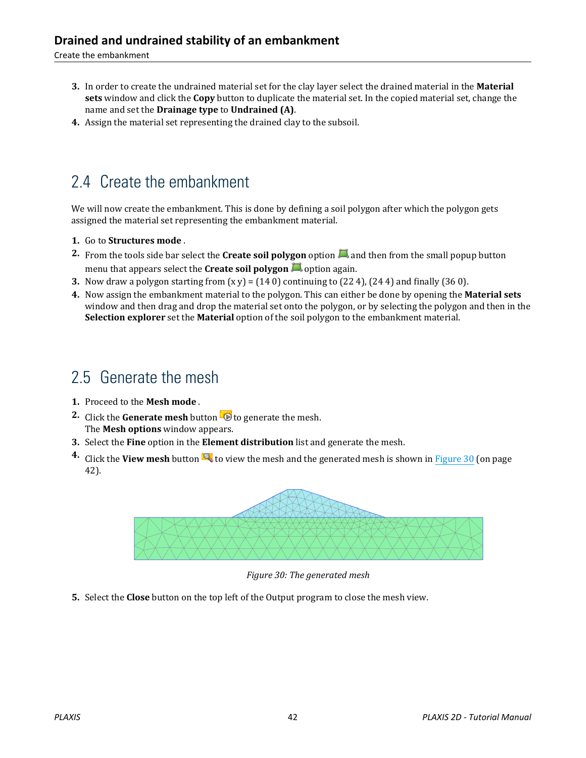3. In order to create the undrained material set for the clay layer select the drained material in the **Material sets** window and click the **Copy** button to duplicate the material set. In the copied material set, change the name and set the **Drainage type** to **Undrained (A)**.
4. Assign the material set representing the drained clay to the subsoil.

## 2.4 Create the embankment

We will now create the embankment. This is done by defining a soil polygon after which the polygon gets assigned the material set representing the embankment material.

1. Go to **Structures mode** .
2. From the tools side bar select the **Create soil polygon** option and then from the small popup button menu that appears select the **Create soil polygon** option again.
3. Now draw a polygon starting from (x y) = (14 0) continuing to (22 4), (24 4) and finally (36 0).
4. Now assign the embankment material to the polygon. This can either be done by opening the **Material sets** window and then drag and drop the material set onto the polygon, or by selecting the polygon and then in the **Selection explorer** set the **Material** option of the soil polygon to the embankment material.

## 2.5 Generate the mesh

1. Proceed to the **Mesh mode** .
2. Click the **Generate mesh** button to generate the mesh.
   The **Mesh options** window appears.
3. Select the **Fine** option in the **Element distribution** list and generate the mesh.
4. Click the **View mesh** button to view the mesh and the generated mesh is shown in Figure 30 (on page 42).

*Figure 30: The generated mesh*

5. Select the **Close** button on the top left of the Output program to close the mesh view.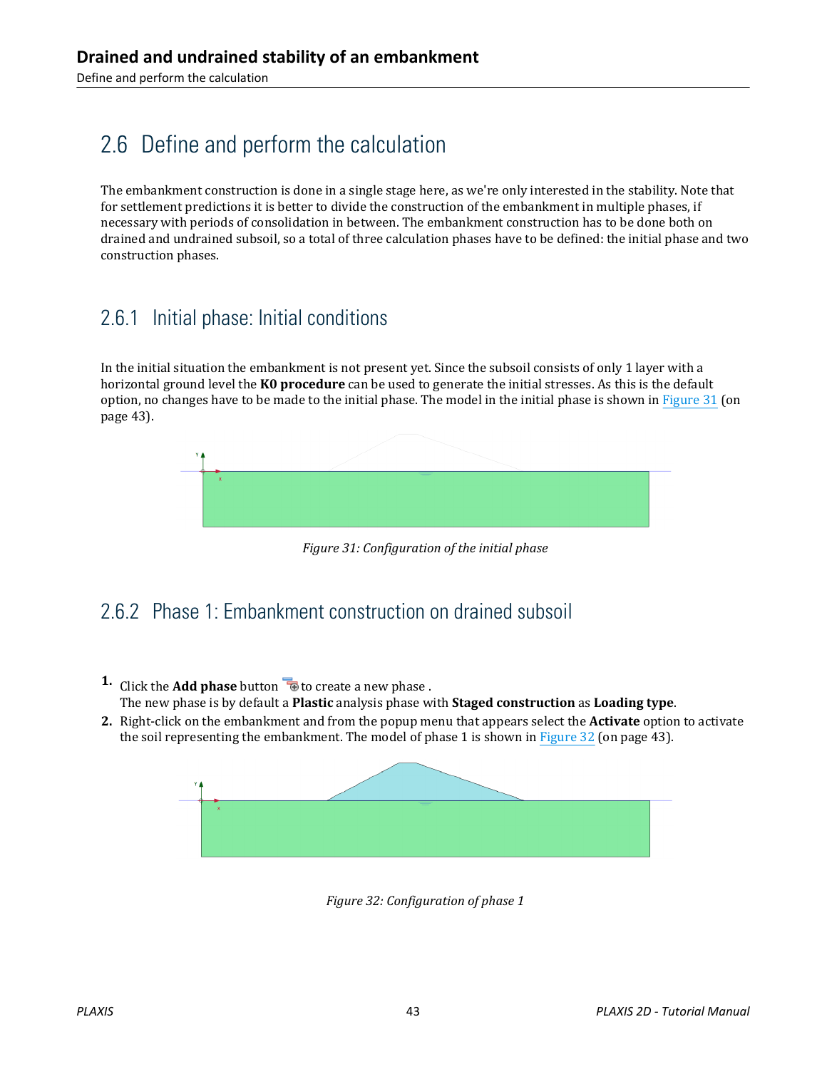## 2.6 Define and perform the calculation

The embankment construction is done in a single stage here, as we're only interested in the stability. Note that for settlement predictions it is better to divide the construction of the embankment in multiple phases, if necessary with periods of consolidation in between. The embankment construction has to be done both on drained and undrained subsoil, so a total of three calculation phases have to be defined: the initial phase and two construction phases.

### 2.6.1 Initial phase: Initial conditions

In the initial situation the embankment is not present yet. Since the subsoil consists of only 1 layer with a horizontal ground level the **K0 procedure** can be used to generate the initial stresses. As this is the default option, no changes have to be made to the initial phase. The model in the initial phase is shown in Figure 31 (on page 43).

*Figure 31: Configuration of the initial phase*

### 2.6.2 Phase 1: Embankment construction on drained subsoil

1. Click the **Add phase** button to create a new phase .
   The new phase is by default a **Plastic** analysis phase with **Staged construction** as **Loading type**.
2. Right-click on the embankment and from the popup menu that appears select the **Activate** option to activate the soil representing the embankment. The model of phase 1 is shown in Figure 32 (on page 43).

*Figure 32: Configuration of phase 1*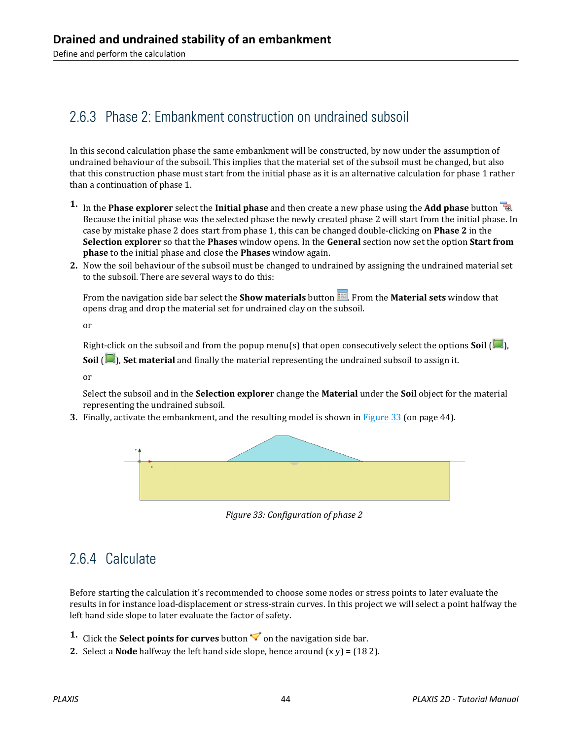### 2.6.3 Phase 2: Embankment construction on undrained subsoil

In this second calculation phase the same embankment will be constructed, by now under the assumption of undrained behaviour of the subsoil. This implies that the material set of the subsoil must be changed, but also that this construction phase must start from the initial phase as it is an alternative calculation for phase 1 rather than a continuation of phase 1.

1. In the **Phase explorer** select the **Initial phase** and then create a new phase using the **Add phase** button. Because the initial phase was the selected phase the newly created phase 2 will start from the initial phase. In case by mistake phase 2 does start from phase 1, this can be changed double-clicking on **Phase 2** in the **Selection explorer** so that the **Phases** window opens. In the **General** section now set the option **Start from phase** to the initial phase and close the **Phases** window again.
2. Now the soil behaviour of the subsoil must be changed to undrained by assigning the undrained material set to the subsoil. There are several ways to do this:

   From the navigation side bar select the **Show materials** button. From the **Material sets** window that opens drag and drop the material set for undrained clay on the subsoil.

   or

   Right-click on the subsoil and from the popup menu(s) that open consecutively select the options **Soil** (), **Soil** (), **Set material** and finally the material representing the undrained subsoil to assign it.

   or

   Select the subsoil and in the **Selection explorer** change the **Material** under the **Soil** object for the material representing the undrained subsoil.
3. Finally, activate the embankment, and the resulting model is shown in Figure 33 (on page 44).

*Figure 33: Configuration of phase 2*

### 2.6.4 Calculate

Before starting the calculation it's recommended to choose some nodes or stress points to later evaluate the results in for instance load-displacement or stress-strain curves. In this project we will select a point halfway the left hand side slope to later evaluate the factor of safety.

1. Click the **Select points for curves** button on the navigation side bar.
2. Select a **Node** halfway the left hand side slope, hence around (x y) = (18 2).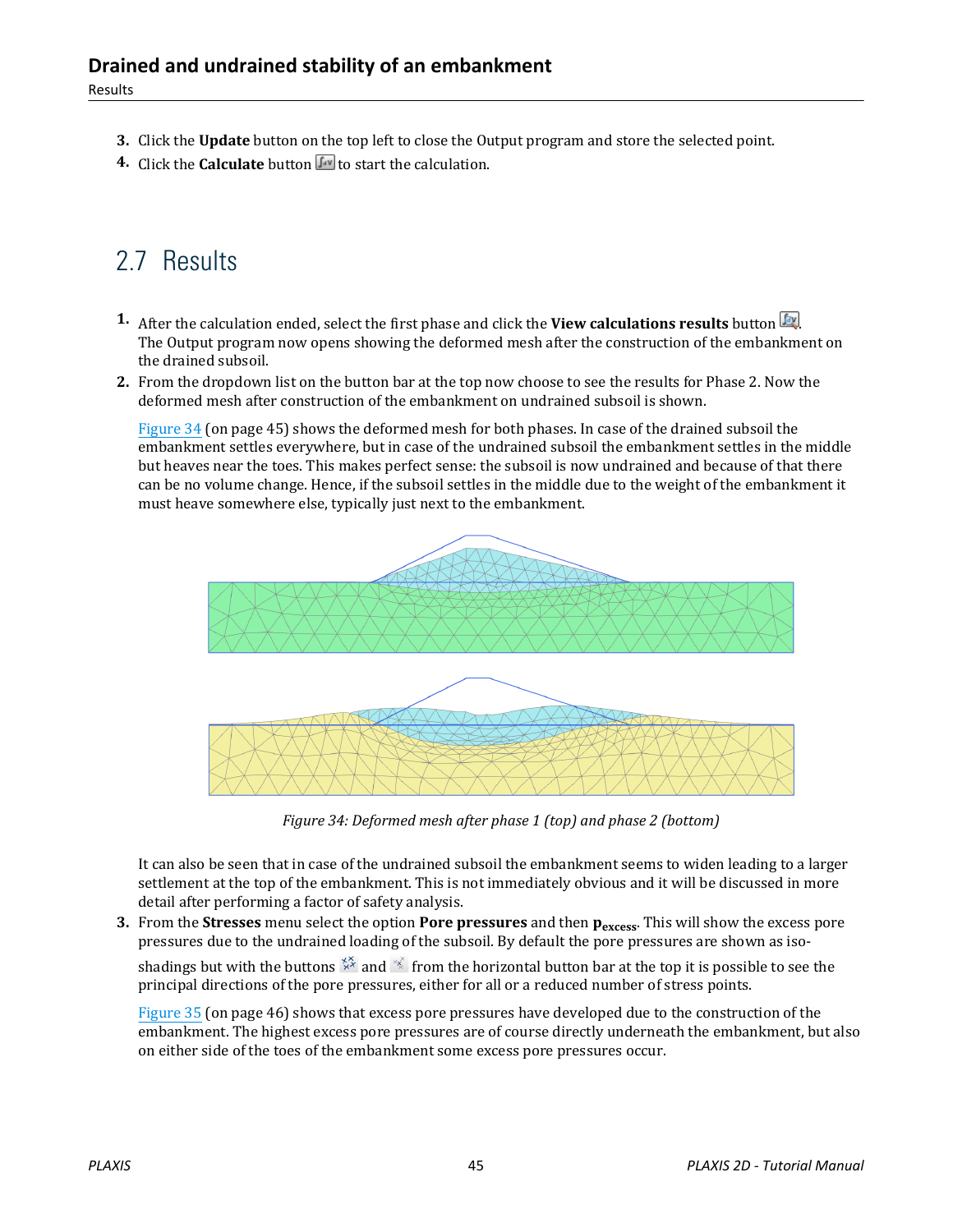3. Click the **Update** button on the top left to close the Output program and store the selected point.
4. Click the **Calculate** button to start the calculation.

## 2.7 Results

1. After the calculation ended, select the first phase and click the **View calculations results** button. The Output program now opens showing the deformed mesh after the construction of the embankment on the drained subsoil.
2. From the dropdown list on the button bar at the top now choose to see the results for Phase 2. Now the deformed mesh after construction of the embankment on undrained subsoil is shown.

   Figure 34 (on page 45) shows the deformed mesh for both phases. In case of the drained subsoil the embankment settles everywhere, but in case of the undrained subsoil the embankment settles in the middle but heaves near the toes. This makes perfect sense: the subsoil is now undrained and because of that there can be no volume change. Hence, if the subsoil settles in the middle due to the weight of the embankment it must heave somewhere else, typically just next to the embankment.

   *Figure 34: Deformed mesh after phase 1 (top) and phase 2 (bottom)*

   It can also be seen that in case of the undrained subsoil the embankment seems to widen leading to a larger settlement at the top of the embankment. This is not immediately obvious and it will be discussed in more detail after performing a factor of safety analysis.
3. From the **Stresses** menu select the option **Pore pressures** and then $\mathbf{p}_{\mathbf{excess}}$. This will show the excess pore pressures due to the undrained loading of the subsoil. By default the pore pressures are shown as iso-shadings but with the buttons and from the horizontal button bar at the top it is possible to see the principal directions of the pore pressures, either for all or a reduced number of stress points.

   Figure 35 (on page 46) shows that excess pore pressures have developed due to the construction of the embankment. The highest excess pore pressures are of course directly underneath the embankment, but also on either side of the toes of the embankment some excess pore pressures occur.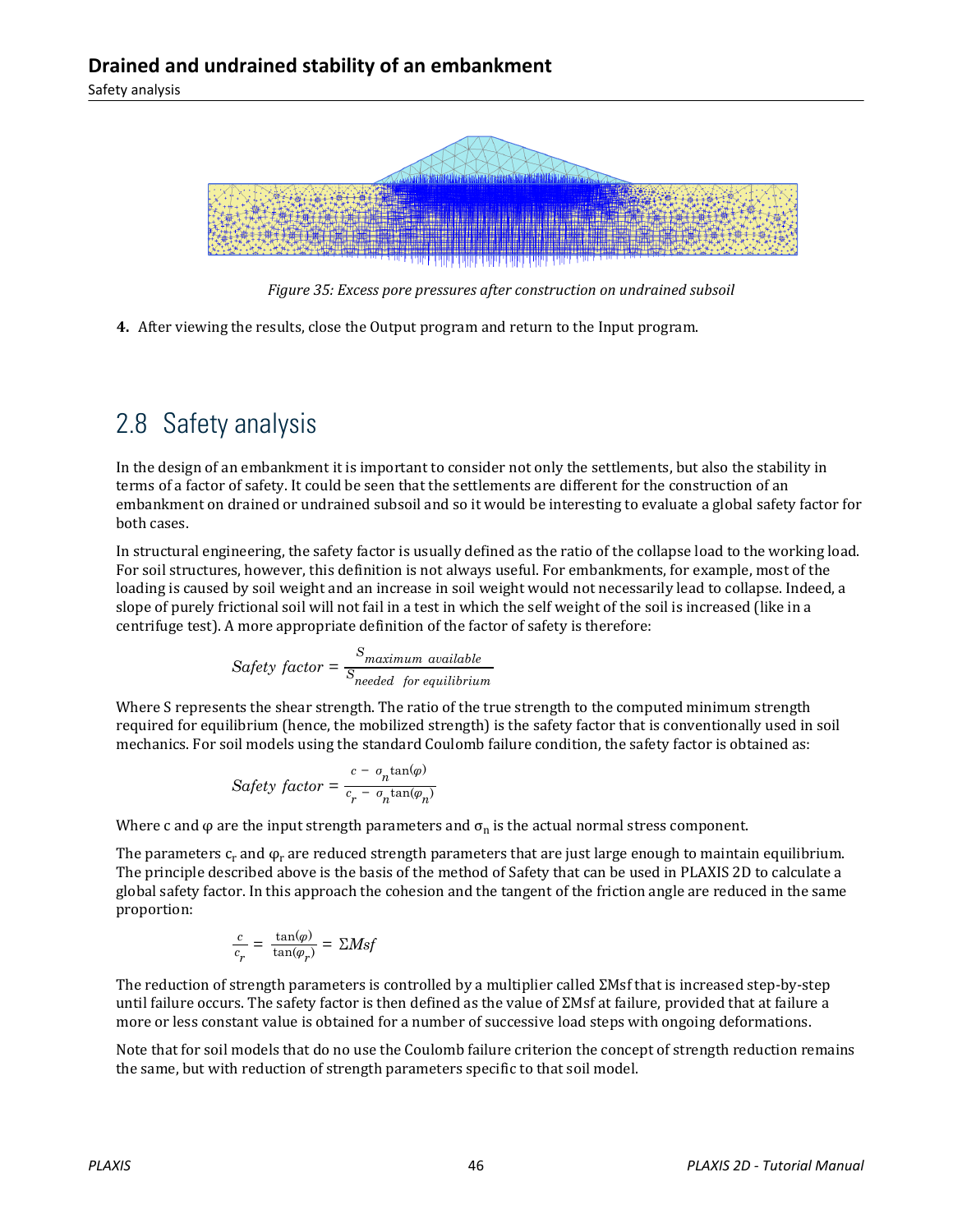Figure 35: Excess pore pressures after construction on undrained subsoil

**4.** After viewing the results, close the Output program and return to the Input program.

## 2.8 Safety analysis

In the design of an embankment it is important to consider not only the settlements, but also the stability in terms of a factor of safety. It could be seen that the settlements are different for the construction of an embankment on drained or undrained subsoil and so it would be interesting to evaluate a global safety factor for both cases.

In structural engineering, the safety factor is usually defined as the ratio of the collapse load to the working load. For soil structures, however, this definition is not always useful. For embankments, for example, most of the loading is caused by soil weight and an increase in soil weight would not necessarily lead to collapse. Indeed, a slope of purely frictional soil will not fail in a test in which the self weight of the soil is increased (like in a centrifuge test). A more appropriate definition of the factor of safety is therefore:

$$Safety\ factor = \frac{S_{maximum\ \ available}}{S_{needed\ \ for\ equilibrium}}$$

Where S represents the shear strength. The ratio of the true strength to the computed minimum strength required for equilibrium (hence, the mobilized strength) is the safety factor that is conventionally used in soil mechanics. For soil models using the standard Coulomb failure condition, the safety factor is obtained as:

$$Safety\ factor = \frac{c\ -\ \sigma_n \tan(\varphi)}{c_r\ -\ \sigma_n \tan(\varphi_n)}$$

Where c and φ are the input strength parameters and $\sigma_n$ is the actual normal stress component.

The parameters $c_r$ and $\varphi_r$ are reduced strength parameters that are just large enough to maintain equilibrium. The principle described above is the basis of the method of Safety that can be used in PLAXIS 2D to calculate a global safety factor. In this approach the cohesion and the tangent of the friction angle are reduced in the same proportion:

$$\frac{c}{c_r} = \frac{\tan(\varphi)}{\tan(\varphi_r)} = \Sigma Msf$$

The reduction of strength parameters is controlled by a multiplier called ΣMsf that is increased step-by-step until failure occurs. The safety factor is then defined as the value of ΣMsf at failure, provided that at failure a more or less constant value is obtained for a number of successive load steps with ongoing deformations.

Note that for soil models that do no use the Coulomb failure criterion the concept of strength reduction remains the same, but with reduction of strength parameters specific to that soil model.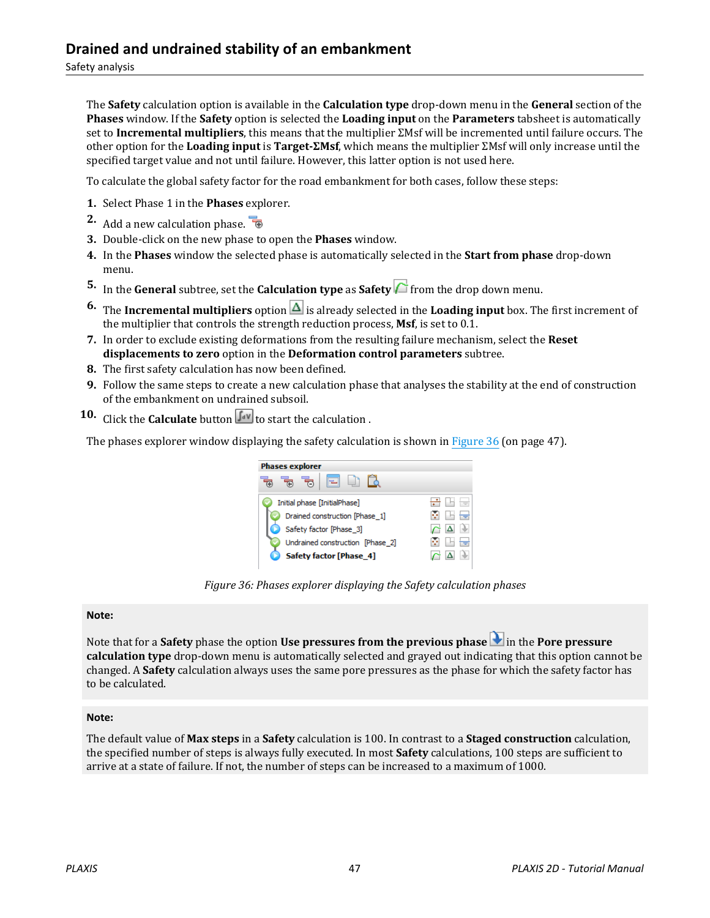The **Safety** calculation option is available in the **Calculation type** drop-down menu in the **General** section of the **Phases** window. If the **Safety** option is selected the **Loading input** on the **Parameters** tabsheet is automatically set to **Incremental multipliers**, this means that the multiplier ΣMsf will be incremented until failure occurs. The other option for the **Loading input** is **Target-ΣMsf**, which means the multiplier ΣMsf will only increase until the specified target value and not until failure. However, this latter option is not used here.

To calculate the global safety factor for the road embankment for both cases, follow these steps:

1. Select Phase 1 in the **Phases** explorer.
2. Add a new calculation phase.
3. Double-click on the new phase to open the **Phases** window.
4. In the **Phases** window the selected phase is automatically selected in the **Start from phase** drop-down menu.
5. In the **General** subtree, set the **Calculation type** as **Safety** from the drop down menu.
6. The **Incremental multipliers** option is already selected in the **Loading input** box. The first increment of the multiplier that controls the strength reduction process, **Msf**, is set to 0.1.
7. In order to exclude existing deformations from the resulting failure mechanism, select the **Reset displacements to zero** option in the **Deformation control parameters** subtree.
8. The first safety calculation has now been defined.
9. Follow the same steps to create a new calculation phase that analyses the stability at the end of construction of the embankment on undrained subsoil.
10. Click the **Calculate** button to start the calculation .

The phases explorer window displaying the safety calculation is shown in Figure 36 (on page 47).

Phases explorer

Initial phase [InitialPhase]
Drained construction [Phase_1]
Safety factor [Phase_3]
Undrained construction [Phase_2]
Safety factor [Phase_4]

*Figure 36: Phases explorer displaying the Safety calculation phases*

**Note:**

Note that for a **Safety** phase the option **Use pressures from the previous phase** in the **Pore pressure calculation type** drop-down menu is automatically selected and grayed out indicating that this option cannot be changed. A **Safety** calculation always uses the same pore pressures as the phase for which the safety factor has to be calculated.

**Note:**

The default value of **Max steps** in a **Safety** calculation is 100. In contrast to a **Staged construction** calculation, the specified number of steps is always fully executed. In most **Safety** calculations, 100 steps are sufficient to arrive at a state of failure. If not, the number of steps can be increased to a maximum of 1000.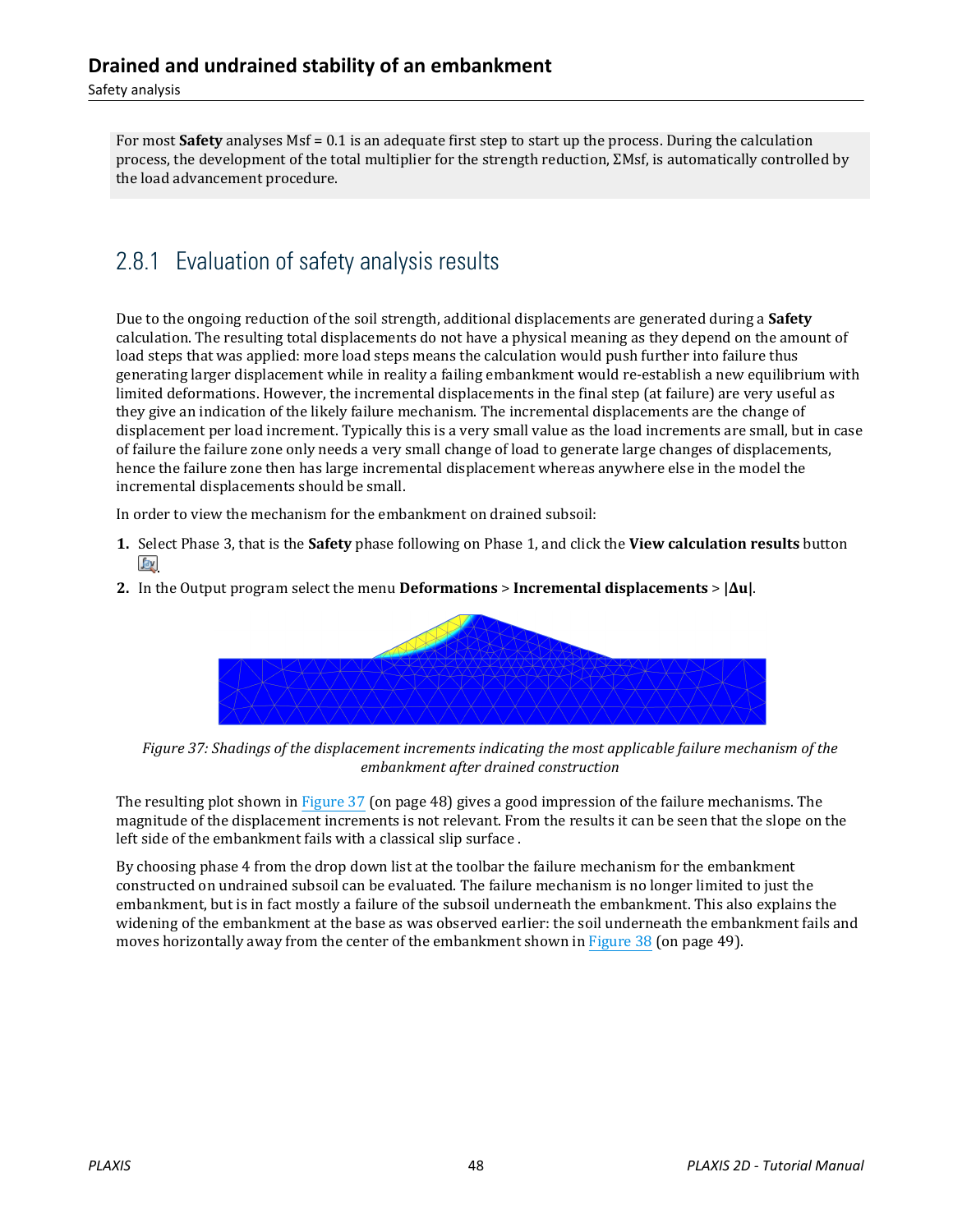For most **Safety** analyses Msf = 0.1 is an adequate first step to start up the process. During the calculation process, the development of the total multiplier for the strength reduction, ΣMsf, is automatically controlled by the load advancement procedure.

## 2.8.1 Evaluation of safety analysis results

Due to the ongoing reduction of the soil strength, additional displacements are generated during a **Safety** calculation. The resulting total displacements do not have a physical meaning as they depend on the amount of load steps that was applied: more load steps means the calculation would push further into failure thus generating larger displacement while in reality a failing embankment would re-establish a new equilibrium with limited deformations. However, the incremental displacements in the final step (at failure) are very useful as they give an indication of the likely failure mechanism. The incremental displacements are the change of displacement per load increment. Typically this is a very small value as the load increments are small, but in case of failure the failure zone only needs a very small change of load to generate large changes of displacements, hence the failure zone then has large incremental displacement whereas anywhere else in the model the incremental displacements should be small.

In order to view the mechanism for the embankment on drained subsoil:

1. Select Phase 3, that is the **Safety** phase following on Phase 1, and click the **View calculation results** button.
2. In the Output program select the menu **Deformations** > **Incremental displacements** > **|Δu|**.

*Figure 37: Shadings of the displacement increments indicating the most applicable failure mechanism of the embankment after drained construction*

The resulting plot shown in Figure 37 (on page 48) gives a good impression of the failure mechanisms. The magnitude of the displacement increments is not relevant. From the results it can be seen that the slope on the left side of the embankment fails with a classical slip surface .

By choosing phase 4 from the drop down list at the toolbar the failure mechanism for the embankment constructed on undrained subsoil can be evaluated. The failure mechanism is no longer limited to just the embankment, but is in fact mostly a failure of the subsoil underneath the embankment. This also explains the widening of the embankment at the base as was observed earlier: the soil underneath the embankment fails and moves horizontally away from the center of the embankment shown in Figure 38 (on page 49).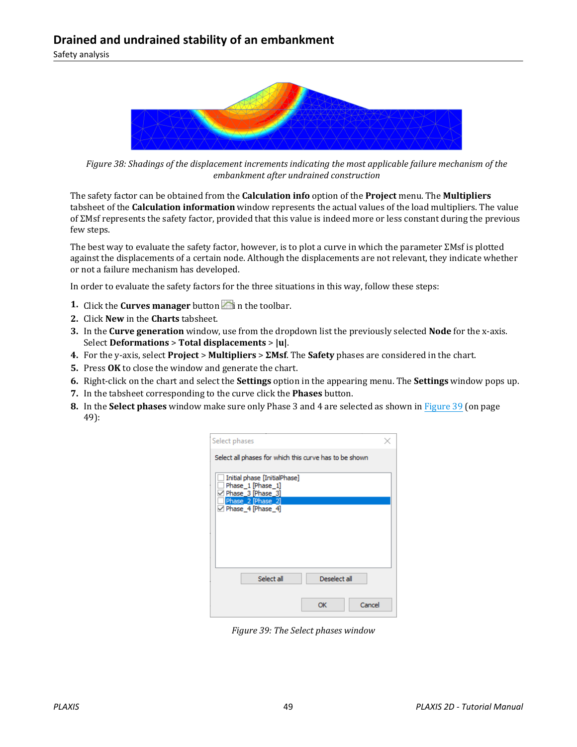Figure 38: Shadings of the displacement increments indicating the most applicable failure mechanism of the embankment after undrained construction

The safety factor can be obtained from the **Calculation info** option of the **Project** menu. The **Multipliers** tabsheet of the **Calculation information** window represents the actual values of the load multipliers. The value of ΣMsf represents the safety factor, provided that this value is indeed more or less constant during the previous few steps.

The best way to evaluate the safety factor, however, is to plot a curve in which the parameter ΣMsf is plotted against the displacements of a certain node. Although the displacements are not relevant, they indicate whether or not a failure mechanism has developed.

In order to evaluate the safety factors for the three situations in this way, follow these steps:

1. Click the **Curves manager** button i n the toolbar.
2. Click **New** in the **Charts** tabsheet.
3. In the **Curve generation** window, use from the dropdown list the previously selected **Node** for the x-axis. Select **Deformations** > **Total displacements** > **|u|**.
4. For the y-axis, select **Project** > **Multipliers** > **ΣMsf**. The **Safety** phases are considered in the chart.
5. Press **OK** to close the window and generate the chart.
6. Right-click on the chart and select the **Settings** option in the appearing menu. The **Settings** window pops up.
7. In the tabsheet corresponding to the curve click the **Phases** button.
8. In the **Select phases** window make sure only Phase 3 and 4 are selected as shown in Figure 39 (on page 49):

Figure 39: The Select phases window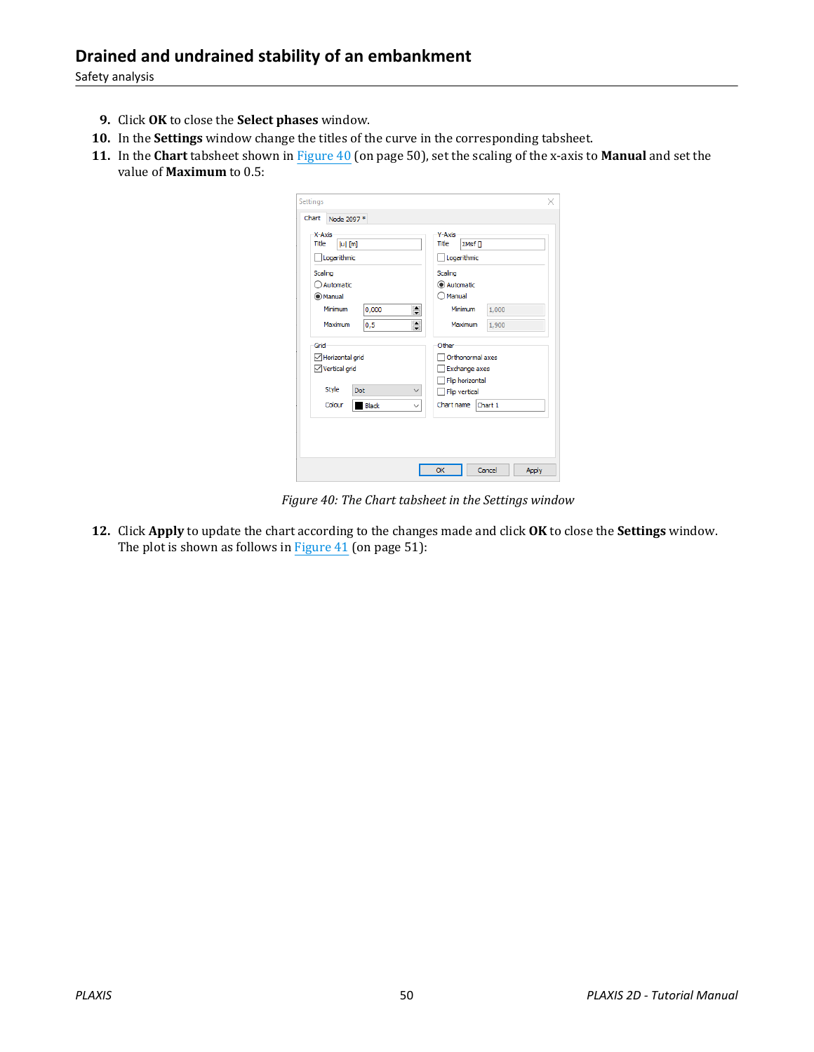9. Click **OK** to close the **Select phases** window.
10. In the **Settings** window change the titles of the curve in the corresponding tabsheet.
11. In the **Chart** tabsheet shown in Figure 40 (on page 50), set the scaling of the x-axis to **Manual** and set the value of **Maximum** to 0.5:

*Figure 40: The Chart tabsheet in the Settings window*

12. Click **Apply** to update the chart according to the changes made and click **OK** to close the **Settings** window. The plot is shown as follows in Figure 41 (on page 51):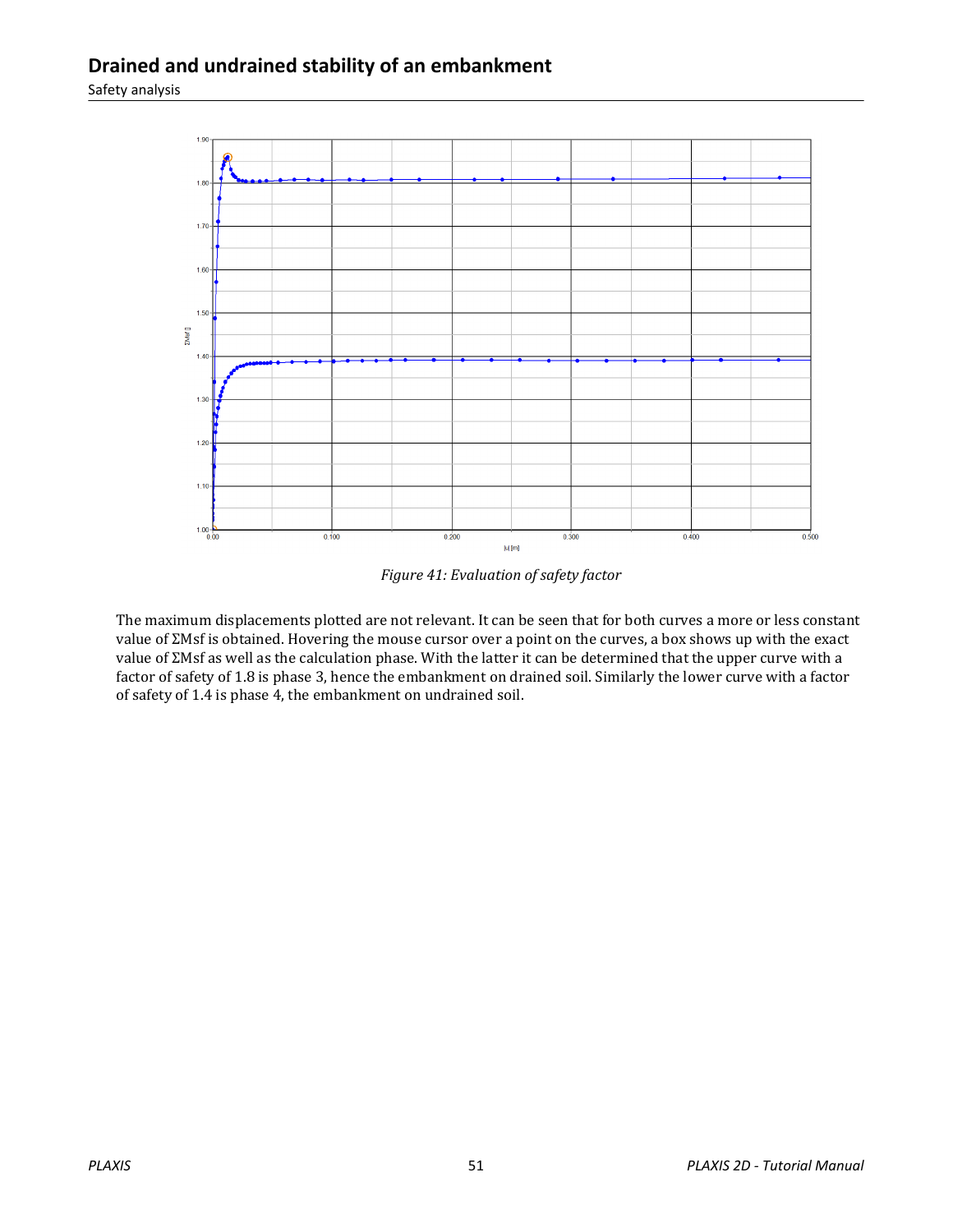1.90

1.80

1.70

1.60

1.50

1.40

1.30

1.20

1.10

1.00

ΣMsf []

0.00 0.100 0.200 0.300 0.400 0.500

|u| [m]

*Figure 41: Evaluation of safety factor*

The maximum displacements plotted are not relevant. It can be seen that for both curves a more or less constant value of ΣMsf is obtained. Hovering the mouse cursor over a point on the curves, a box shows up with the exact value of ΣMsf as well as the calculation phase. With the latter it can be determined that the upper curve with a factor of safety of 1.8 is phase 3, hence the embankment on drained soil. Similarly the lower curve with a factor of safety of 1.4 is phase 4, the embankment on undrained soil.